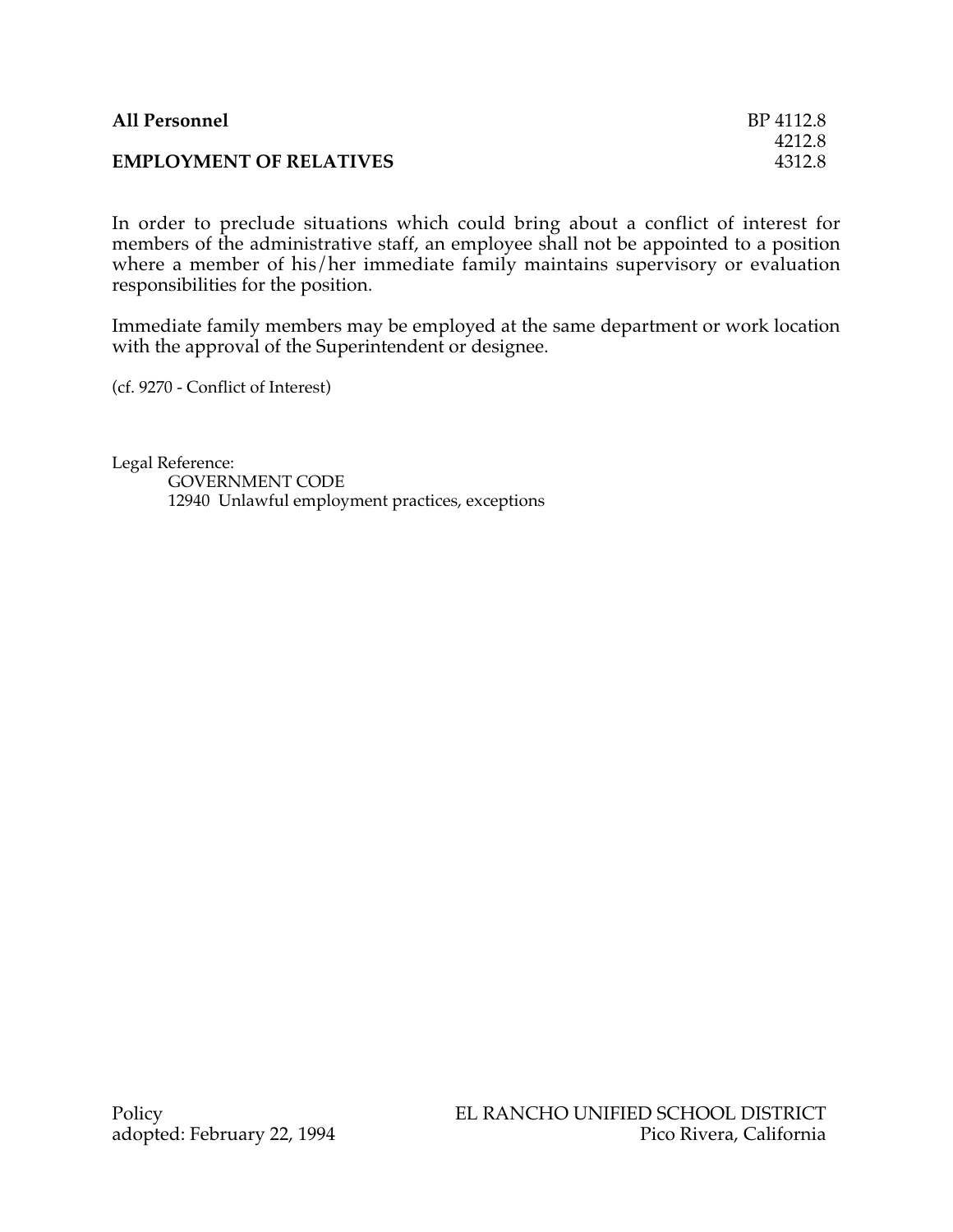**All Personnel** BP 4112.8
4212.8
**EMPLOYMENT OF RELATIVES** 4312.8

In order to preclude situations which could bring about a conflict of interest for members of the administrative staff, an employee shall not be appointed to a position where a member of his/her immediate family maintains supervisory or evaluation responsibilities for the position.

Immediate family members may be employed at the same department or work location with the approval of the Superintendent or designee.

(cf. 9270 - Conflict of Interest)

Legal Reference:
GOVERNMENT CODE
12940 Unlawful employment practices, exceptions

Policy
adopted: February 22, 1994

EL RANCHO UNIFIED SCHOOL DISTRICT
Pico Rivera, California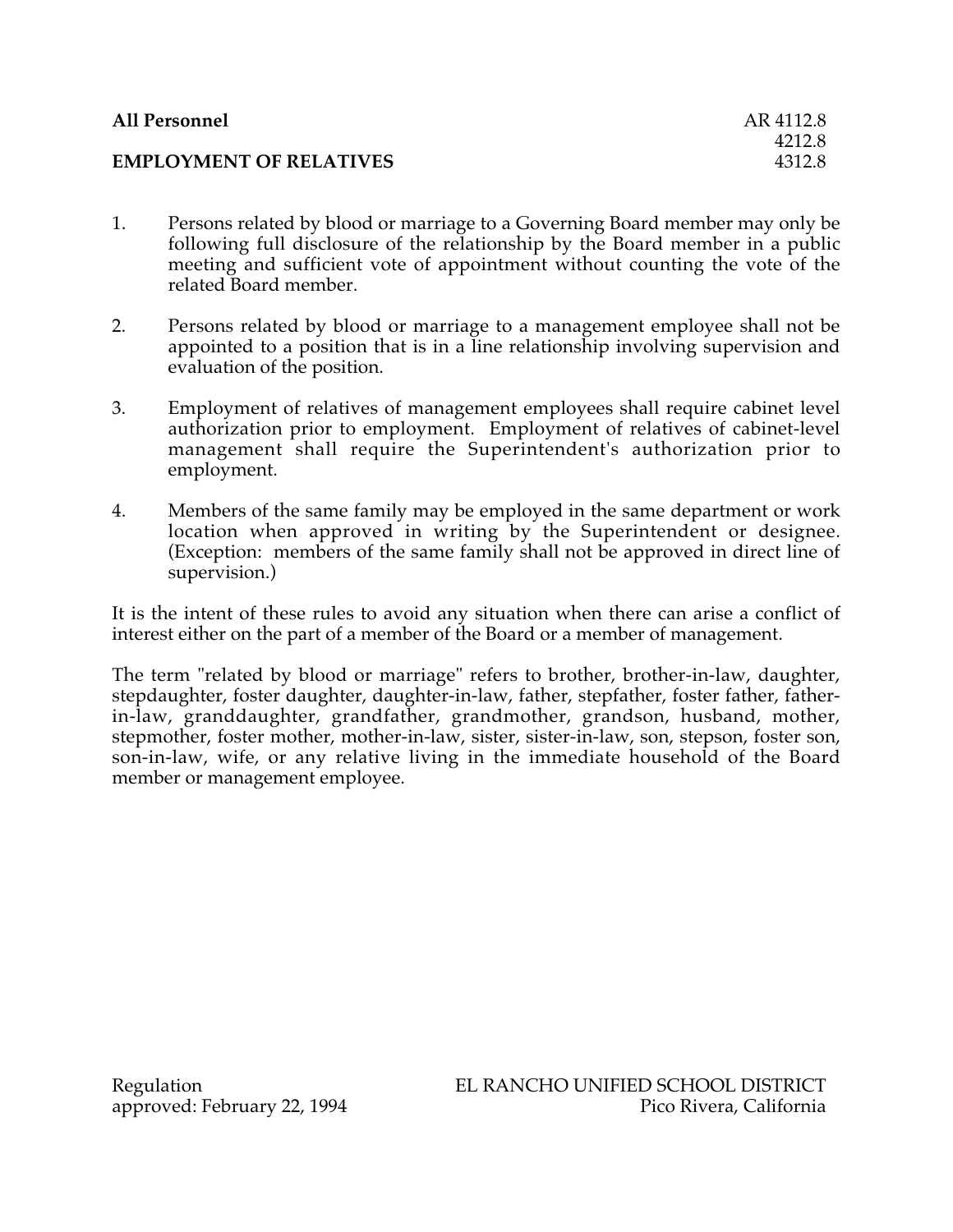**All Personnel** AR 4112.8
4212.8
**EMPLOYMENT OF RELATIVES** 4312.8

1. Persons related by blood or marriage to a Governing Board member may only be following full disclosure of the relationship by the Board member in a public meeting and sufficient vote of appointment without counting the vote of the related Board member.

2. Persons related by blood or marriage to a management employee shall not be appointed to a position that is in a line relationship involving supervision and evaluation of the position.

3. Employment of relatives of management employees shall require cabinet level authorization prior to employment. Employment of relatives of cabinet-level management shall require the Superintendent's authorization prior to employment.

4. Members of the same family may be employed in the same department or work location when approved in writing by the Superintendent or designee. (Exception: members of the same family shall not be approved in direct line of supervision.)

It is the intent of these rules to avoid any situation when there can arise a conflict of interest either on the part of a member of the Board or a member of management.

The term "related by blood or marriage" refers to brother, brother-in-law, daughter, stepdaughter, foster daughter, daughter-in-law, father, stepfather, foster father, father-in-law, granddaughter, grandfather, grandmother, grandson, husband, mother, stepmother, foster mother, mother-in-law, sister, sister-in-law, son, stepson, foster son, son-in-law, wife, or any relative living in the immediate household of the Board member or management employee.

Regulation
approved: February 22, 1994

EL RANCHO UNIFIED SCHOOL DISTRICT
Pico Rivera, California